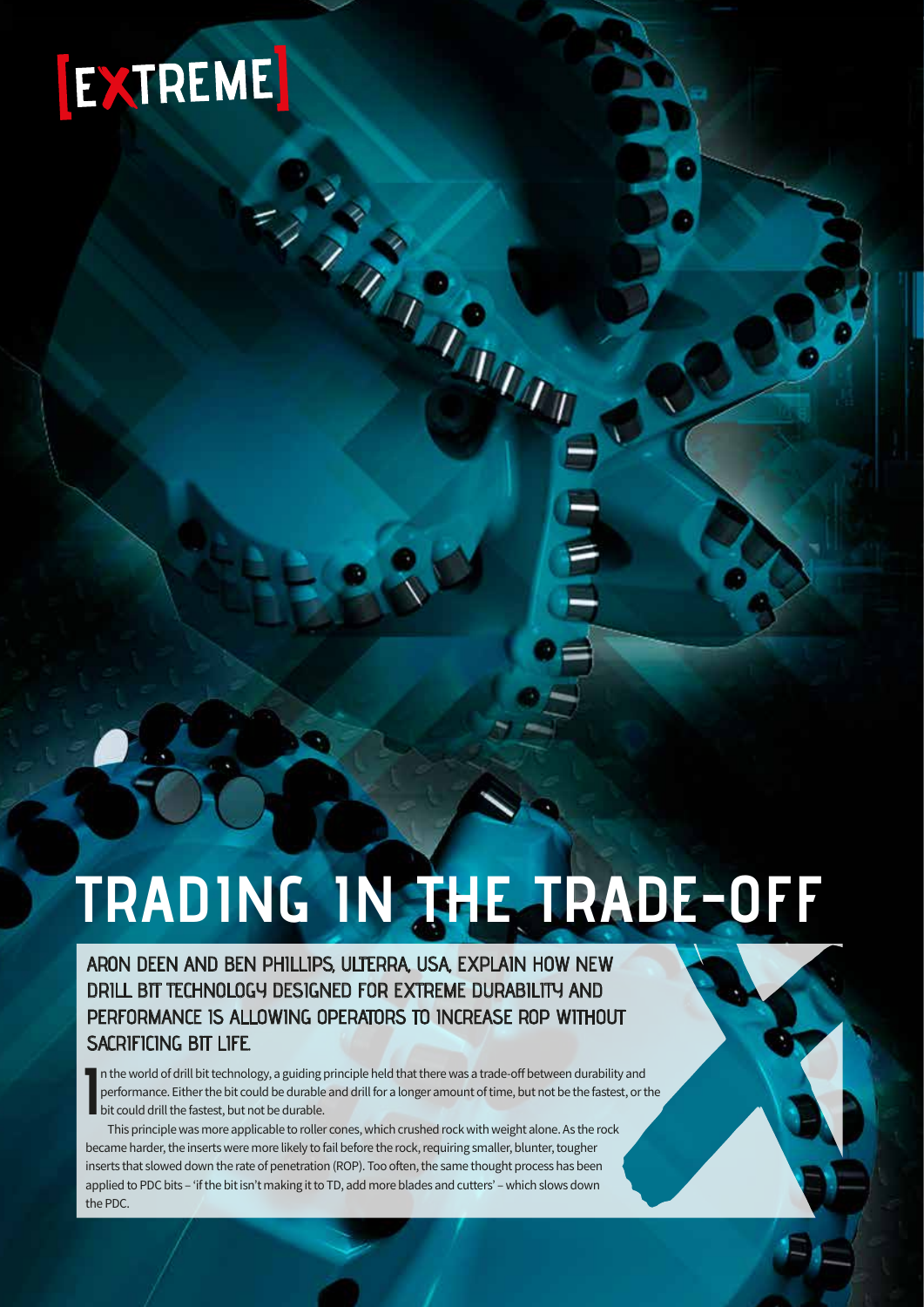# TRADING IN THE TRADE-OFF

**ARON DEEN AND BEN PHILLIPS, ULTERRA, USA, EXPLAIN HOW NEW DRILL BIT TECHNOLOGY DESIGNED FOR EXTREME DURABILITY AND PERFORMANCE IS ALLOWING OPERATORS TO INCREASE ROP WITHOUT SACRIFICING BIT LIFE.**

In the world of drill bit technology, a guiding principle held that there was a trade-off between durability and performance. Either the bit could be durable and drill for a longer amount of time, but not be the fastest, or the bit could drill the fastest, but not be durable.

This principle was more applicable to roller cones, which crushed rock with weight alone. As the rock became harder, the inserts were more likely to fail before the rock, requiring smaller, blunter, tougher inserts that slowed down the rate of penetration (ROP). Too often, the same thought process has been applied to PDC bits – 'if the bit isn't making it to TD, add more blades and cutters' – which slows down the PDC.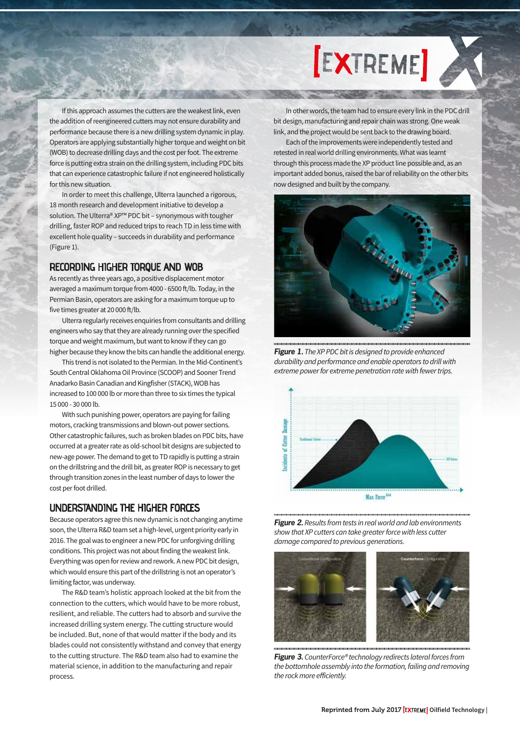If this approach assumes the cutters are the weakest link, even the addition of reengineered cutters may not ensure durability and performance because there is a new drilling system dynamic in play. Operators are applying substantially higher torque and weight on bit (WOB) to decrease drilling days and the cost per foot. The extreme force is putting extra strain on the drilling system, including PDC bits that can experience catastrophic failure if not engineered holistically for this new situation.

In order to meet this challenge, Ulterra launched a rigorous, 18 month research and development initiative to develop a solution. The Ulterra® XP™ PDC bit – synonymous with tougher drilling, faster ROP and reduced trips to reach TD in less time with excellent hole quality – succeeds in durability and performance (Figure 1).

## Recording higher torque and WOB

As recently as three years ago, a positive displacement motor averaged a maximum torque from 4000 - 6500 ft/lb. Today, in the Permian Basin, operators are asking for a maximum torque up to five times greater at 20 000 ft/lb.

Ulterra regularly receives enquiries from consultants and drilling engineers who say that they are already running over the specified torque and weight maximum, but want to know if they can go higher because they know the bits can handle the additional energy.

This trend is not isolated to the Permian. In the Mid-Continent's South Central Oklahoma Oil Province (SCOOP) and Sooner Trend Anadarko Basin Canadian and Kingfisher (STACK), WOB has increased to 100 000 lb or more than three to six times the typical 15 000 - 30 000 lb.

With such punishing power, operators are paying for failing motors, cracking transmissions and blown-out power sections. Other catastrophic failures, such as broken blades on PDC bits, have occurred at a greater rate as old-school bit designs are subjected to new-age power. The demand to get to TD rapidly is putting a strain on the drillstring and the drill bit, as greater ROP is necessary to get through transition zones in the least number of days to lower the cost per foot drilled.

## Understanding the higher forces

Because operators agree this new dynamic is not changing anytime soon, the Ulterra R&D team set a high-level, urgent priority early in 2016. The goal was to engineer a new PDC for unforgiving drilling conditions. This project was not about finding the weakest link. Everything was open for review and rework. A new PDC bit design, which would ensure this part of the drillstring is not an operator's limiting factor, was underway.

The R&D team's holistic approach looked at the bit from the connection to the cutters, which would have to be more robust, resilient, and reliable. The cutters had to absorb and survive the increased drilling system energy. The cutting structure would be included. But, none of that would matter if the body and its blades could not consistently withstand and convey that energy to the cutting structure. The R&D team also had to examine the material science, in addition to the manufacturing and repair process.

In other words, the team had to ensure every link in the PDC drill bit design, manufacturing and repair chain was strong. One weak link, and the project would be sent back to the drawing board.

Each of the improvements were independently tested and retested in real world drilling environments. What was learnt through this process made the XP product line possible and, as an important added bonus, raised the bar of reliability on the other bits now designed and built by the company.

***Figure 1.*** *The XP PDC bit is designed to provide enhanced durability and performance and enable operators to drill with extreme power for extreme penetration rate with fewer trips.*

***Figure 2.*** *Results from tests in real world and lab environments show that XP cutters can take greater force with less cutter damage compared to previous generations.*

***Figure 3.*** *CounterForce® technology redirects lateral forces from the bottomhole assembly into the formation, failing and removing the rock more efficiently.*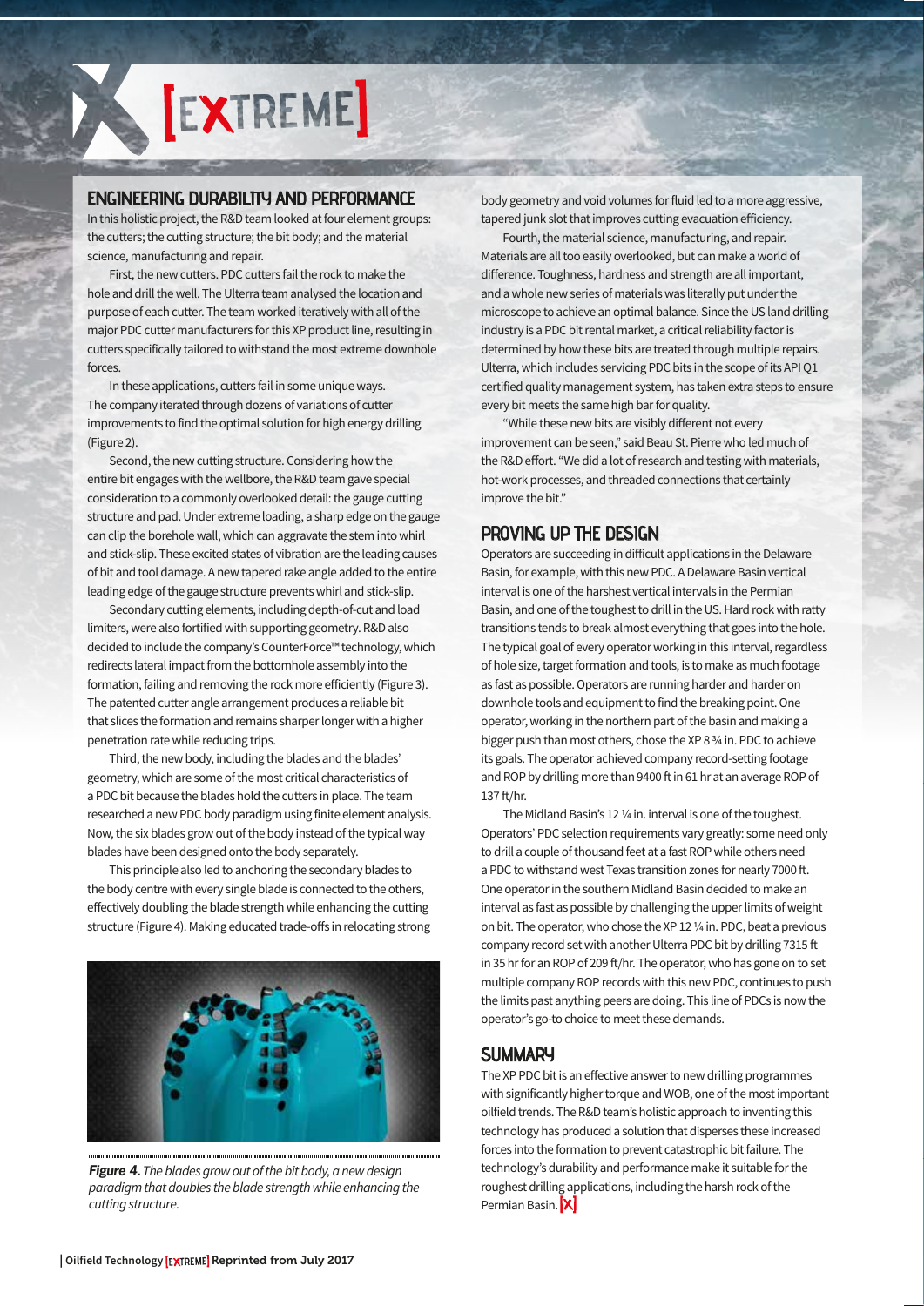## ENGINEERING DURABILITY AND PERFORMANCE

In this holistic project, the R&D team looked at four element groups: the cutters; the cutting structure; the bit body; and the material science, manufacturing and repair.

First, the new cutters. PDC cutters fail the rock to make the hole and drill the well. The Ulterra team analysed the location and purpose of each cutter. The team worked iteratively with all of the major PDC cutter manufacturers for this XP product line, resulting in cutters specifically tailored to withstand the most extreme downhole forces.

In these applications, cutters fail in some unique ways. The company iterated through dozens of variations of cutter improvements to find the optimal solution for high energy drilling (Figure 2).

Second, the new cutting structure. Considering how the entire bit engages with the wellbore, the R&D team gave special consideration to a commonly overlooked detail: the gauge cutting structure and pad. Under extreme loading, a sharp edge on the gauge can clip the borehole wall, which can aggravate the stem into whirl and stick-slip. These excited states of vibration are the leading causes of bit and tool damage. A new tapered rake angle added to the entire leading edge of the gauge structure prevents whirl and stick-slip.

Secondary cutting elements, including depth-of-cut and load limiters, were also fortified with supporting geometry. R&D also decided to include the company's CounterForce™ technology, which redirects lateral impact from the bottomhole assembly into the formation, failing and removing the rock more efficiently (Figure 3). The patented cutter angle arrangement produces a reliable bit that slices the formation and remains sharper longer with a higher penetration rate while reducing trips.

Third, the new body, including the blades and the blades' geometry, which are some of the most critical characteristics of a PDC bit because the blades hold the cutters in place. The team researched a new PDC body paradigm using finite element analysis. Now, the six blades grow out of the body instead of the typical way blades have been designed onto the body separately.

This principle also led to anchoring the secondary blades to the body centre with every single blade is connected to the others, effectively doubling the blade strength while enhancing the cutting structure (Figure 4). Making educated trade-offs in relocating strong body geometry and void volumes for fluid led to a more aggressive, tapered junk slot that improves cutting evacuation efficiency.

*Figure 4. The blades grow out of the bit body, a new design paradigm that doubles the blade strength while enhancing the cutting structure.*

Fourth, the material science, manufacturing, and repair. Materials are all too easily overlooked, but can make a world of difference. Toughness, hardness and strength are all important, and a whole new series of materials was literally put under the microscope to achieve an optimal balance. Since the US land drilling industry is a PDC bit rental market, a critical reliability factor is determined by how these bits are treated through multiple repairs. Ulterra, which includes servicing PDC bits in the scope of its API Q1 certified quality management system, has taken extra steps to ensure every bit meets the same high bar for quality.

"While these new bits are visibly different not every improvement can be seen," said Beau St. Pierre who led much of the R&D effort. "We did a lot of research and testing with materials, hot-work processes, and threaded connections that certainly improve the bit."

## PROVING UP THE DESIGN

Operators are succeeding in difficult applications in the Delaware Basin, for example, with this new PDC. A Delaware Basin vertical interval is one of the harshest vertical intervals in the Permian Basin, and one of the toughest to drill in the US. Hard rock with ratty transitions tends to break almost everything that goes into the hole. The typical goal of every operator working in this interval, regardless of hole size, target formation and tools, is to make as much footage as fast as possible. Operators are running harder and harder on downhole tools and equipment to find the breaking point. One operator, working in the northern part of the basin and making a bigger push than most others, chose the XP 8 ¾ in. PDC to achieve its goals. The operator achieved company record-setting footage and ROP by drilling more than 9400 ft in 61 hr at an average ROP of 137 ft/hr.

The Midland Basin's 12 ¼ in. interval is one of the toughest. Operators' PDC selection requirements vary greatly: some need only to drill a couple of thousand feet at a fast ROP while others need a PDC to withstand west Texas transition zones for nearly 7000 ft. One operator in the southern Midland Basin decided to make an interval as fast as possible by challenging the upper limits of weight on bit. The operator, who chose the XP 12 ¼ in. PDC, beat a previous company record set with another Ulterra PDC bit by drilling 7315 ft in 35 hr for an ROP of 209 ft/hr. The operator, who has gone on to set multiple company ROP records with this new PDC, continues to push the limits past anything peers are doing. This line of PDCs is now the operator's go-to choice to meet these demands.

## SUMMARY

The XP PDC bit is an effective answer to new drilling programmes with significantly higher torque and WOB, one of the most important oilfield trends. The R&D team's holistic approach to inventing this technology has produced a solution that disperses these increased forces into the formation to prevent catastrophic bit failure. The technology's durability and performance make it suitable for the roughest drilling applications, including the harsh rock of the Permian Basin. [X]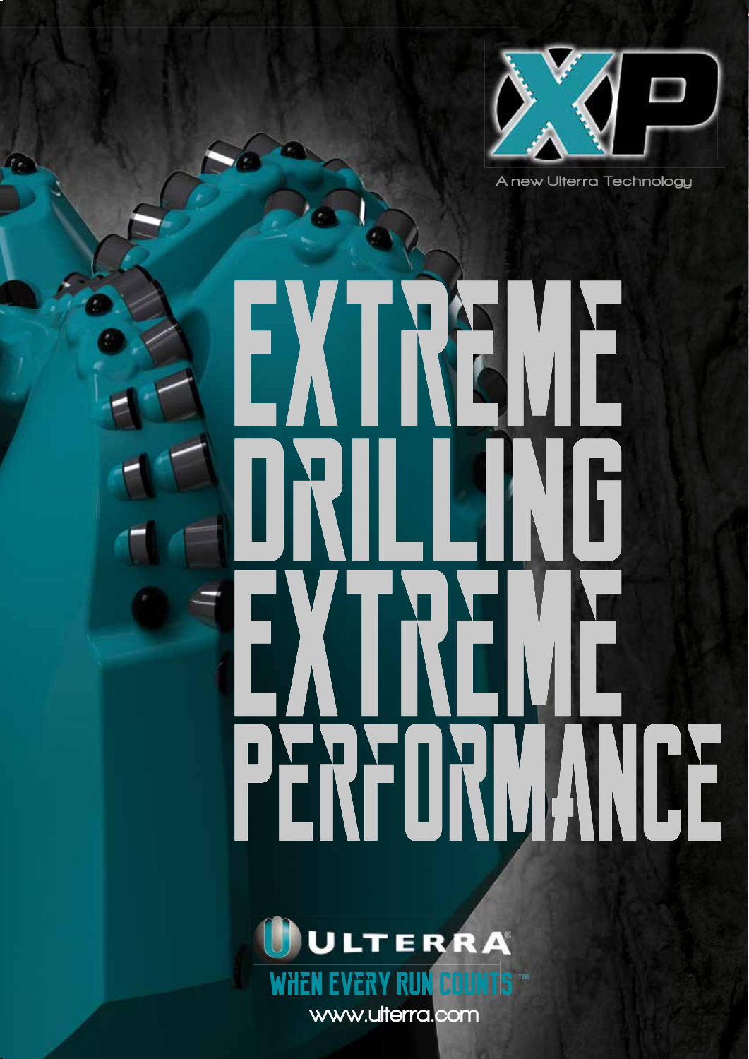XP

A new Ulterra Technology

# EXTREME DRILLING EXTREME PERFORMANCE

ULTERRA®

WHEN EVERY RUN COUNTS™

www.ulterra.com